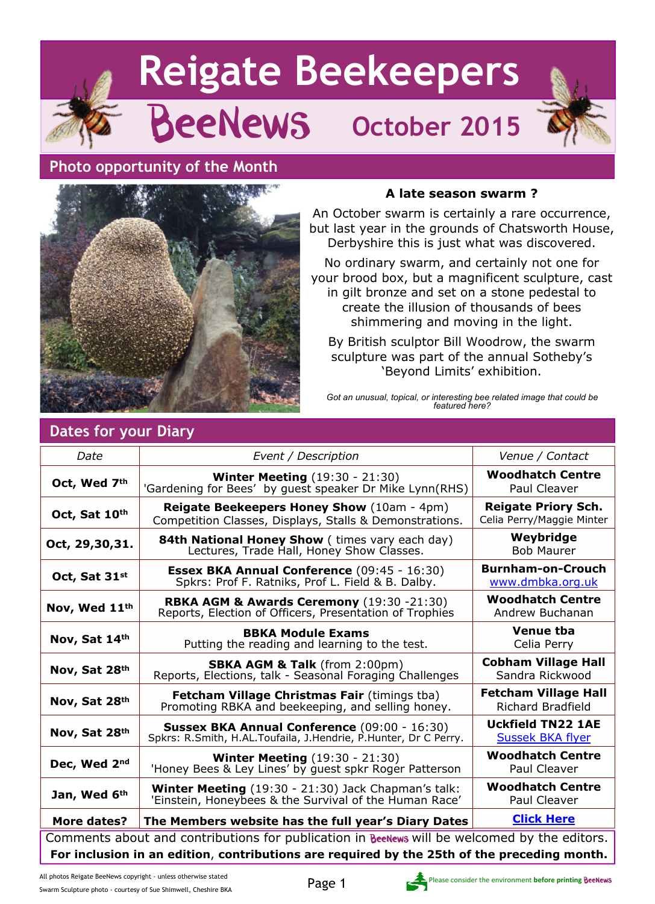# Reigate Beekeepers

## BeeNews October 2015

## Photo opportunity of the Month

### A late season swarm ?

An October swarm is certainly a rare occurrence, but last year in the grounds of Chatsworth House, Derbyshire this is just what was discovered.

No ordinary swarm, and certainly not one for your brood box, but a magnificent sculpture, cast in gilt bronze and set on a stone pedestal to create the illusion of thousands of bees shimmering and moving in the light.

By British sculptor Bill Woodrow, the swarm sculpture was part of the annual Sotheby's 'Beyond Limits' exhibition.

*Got an unusual, topical, or interesting bee related image that could be featured here?*

## Dates for your Diary

| Date | Event / Description | Venue / Contact |
|---|---|---|
| **Oct, Wed 7th** | **Winter Meeting** (19:30 - 21:30) 'Gardening for Bees' by guest speaker Dr Mike Lynn(RHS) | **Woodhatch Centre** Paul Cleaver |
| **Oct, Sat 10th** | **Reigate Beekeepers Honey Show** (10am - 4pm) Competition Classes, Displays, Stalls & Demonstrations. | **Reigate Priory Sch.** Celia Perry/Maggie Minter |
| **Oct, 29,30,31.** | **84th National Honey Show** ( times vary each day) Lectures, Trade Hall, Honey Show Classes. | **Weybridge** Bob Maurer |
| **Oct, Sat 31st** | **Essex BKA Annual Conference** (09:45 - 16:30) Spkrs: Prof F. Ratniks, Prof L. Field & B. Dalby. | **Burnham-on-Crouch** www.dmbka.org.uk |
| **Nov, Wed 11th** | **RBKA AGM & Awards Ceremony** (19:30 -21:30) Reports, Election of Officers, Presentation of Trophies | **Woodhatch Centre** Andrew Buchanan |
| **Nov, Sat 14th** | **BBKA Module Exams** Putting the reading and learning to the test. | **Venue tba** Celia Perry |
| **Nov, Sat 28th** | **SBKA AGM & Talk** (from 2:00pm) Reports, Elections, talk - Seasonal Foraging Challenges | **Cobham Village Hall** Sandra Rickwood |
| **Nov, Sat 28th** | **Fetcham Village Christmas Fair** (timings tba) Promoting RBKA and beekeeping, and selling honey. | **Fetcham Village Hall** Richard Bradfield |
| **Nov, Sat 28th** | **Sussex BKA Annual Conference** (09:00 - 16:30) Spkrs: R.Smith, H.AL.Toufaila, J.Hendrie, P.Hunter, Dr C Perry. | **Uckfield TN22 1AE** Sussex BKA flyer |
| **Dec, Wed 2nd** | **Winter Meeting** (19:30 - 21:30) 'Honey Bees & Ley Lines' by guest spkr Roger Patterson | **Woodhatch Centre** Paul Cleaver |
| **Jan, Wed 6th** | **Winter Meeting** (19:30 - 21:30) Jack Chapman's talk: 'Einstein, Honeybees & the Survival of the Human Race' | **Woodhatch Centre** Paul Cleaver |
| **More dates?** | **The Members website has the full year's Diary Dates** | **Click Here** |

Comments about and contributions for publication in BeeNews will be welcomed by the editors.
**For inclusion in an edition, contributions are required by the 25th of the preceding month.**

All photos Reigate BeeNews copyright - unless otherwise stated
Swarm Sculpture photo - courtesy of Sue Shimwell, Cheshire BKA

Please consider the environment **before printing** BeeNews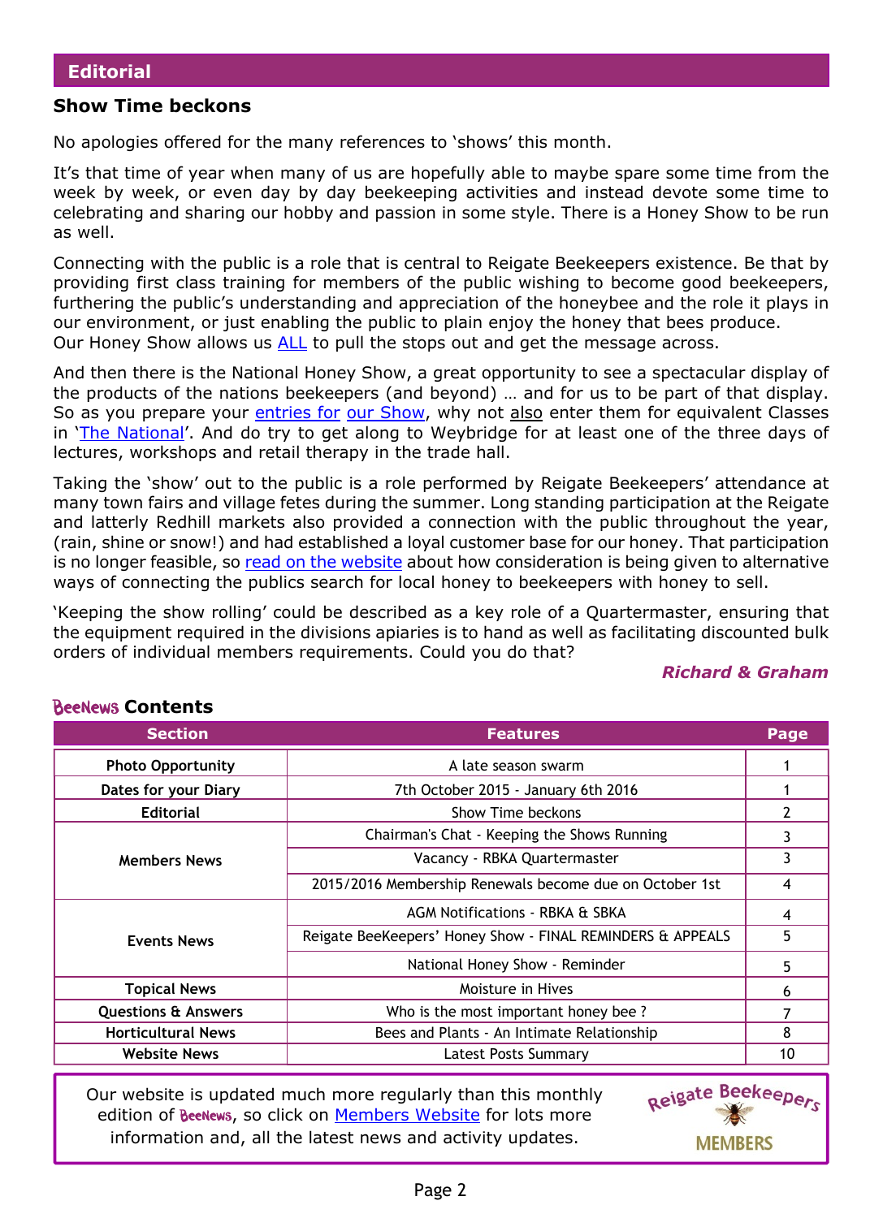# Editorial

## Show Time beckons

No apologies offered for the many references to 'shows' this month.

It's that time of year when many of us are hopefully able to maybe spare some time from the week by week, or even day by day beekeeping activities and instead devote some time to celebrating and sharing our hobby and passion in some style. There is a Honey Show to be run as well.

Connecting with the public is a role that is central to Reigate Beekeepers existence. Be that by providing first class training for members of the public wishing to become good beekeepers, furthering the public's understanding and appreciation of the honeybee and the role it plays in our environment, or just enabling the public to plain enjoy the honey that bees produce. Our Honey Show allows us ALL to pull the stops out and get the message across.

And then there is the National Honey Show, a great opportunity to see a spectacular display of the products of the nations beekeepers (and beyond) … and for us to be part of that display. So as you prepare your entries for our Show, why not also enter them for equivalent Classes in 'The National'. And do try to get along to Weybridge for at least one of the three days of lectures, workshops and retail therapy in the trade hall.

Taking the 'show' out to the public is a role performed by Reigate Beekeepers' attendance at many town fairs and village fetes during the summer. Long standing participation at the Reigate and latterly Redhill markets also provided a connection with the public throughout the year, (rain, shine or snow!) and had established a loyal customer base for our honey. That participation is no longer feasible, so read on the website about how consideration is being given to alternative ways of connecting the publics search for local honey to beekeepers with honey to sell.

'Keeping the show rolling' could be described as a key role of a Quartermaster, ensuring that the equipment required in the divisions apiaries is to hand as well as facilitating discounted bulk orders of individual members requirements. Could you do that?

***Richard & Graham***

## BeeNews Contents

| Section | Features | Page |
|---|---|---|
| Photo Opportunity | A late season swarm | 1 |
| Dates for your Diary | 7th October 2015 - January 6th 2016 | 1 |
| Editorial | Show Time beckons | 2 |
| Members News | Chairman's Chat - Keeping the Shows Running | 3 |
| | Vacancy - RBKA Quartermaster | 3 |
| | 2015/2016 Membership Renewals become due on October 1st | 4 |
| Events News | AGM Notifications - RBKA & SBKA | 4 |
| | Reigate BeeKeepers' Honey Show - FINAL REMINDERS & APPEALS | 5 |
| | National Honey Show - Reminder | 5 |
| Topical News | Moisture in Hives | 6 |
| Questions & Answers | Who is the most important honey bee ? | 7 |
| Horticultural News | Bees and Plants - An Intimate Relationship | 8 |
| Website News | Latest Posts Summary | 10 |

Our website is updated much more regularly than this monthly edition of BeeNews, so click on Members Website for lots more information and, all the latest news and activity updates.

Reigate Beekeepers MEMBERS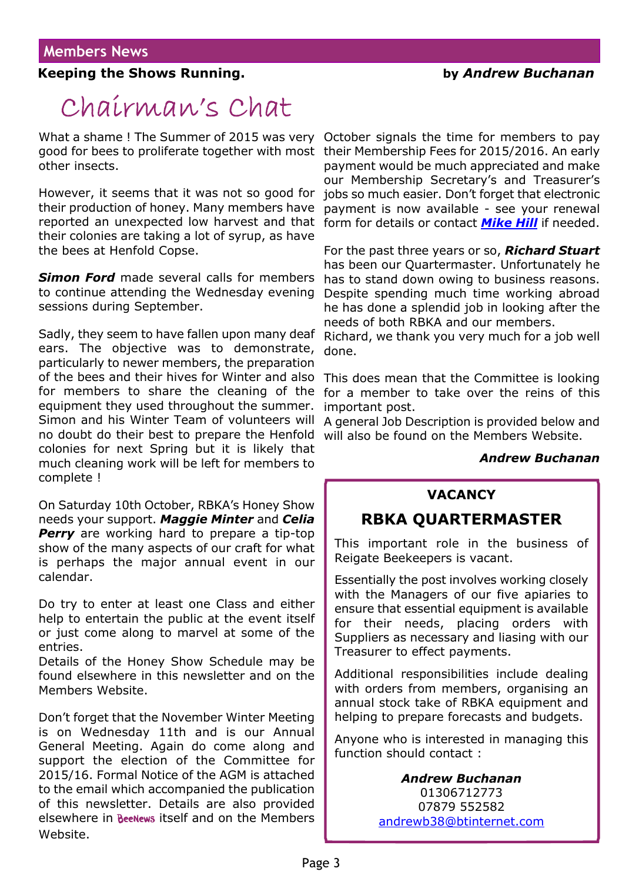## Members News

**Keeping the Shows Running.** **by *Andrew Buchanan***

# Chairman's Chat

What a shame ! The Summer of 2015 was very good for bees to proliferate together with most other insects.

However, it seems that it was not so good for their production of honey. Many members have reported an unexpected low harvest and that their colonies are taking a lot of syrup, as have the bees at Henfold Copse.

***Simon Ford*** made several calls for members to continue attending the Wednesday evening sessions during September.

Sadly, they seem to have fallen upon many deaf ears. The objective was to demonstrate, particularly to newer members, the preparation of the bees and their hives for Winter and also for members to share the cleaning of the equipment they used throughout the summer. Simon and his Winter Team of volunteers will no doubt do their best to prepare the Henfold colonies for next Spring but it is likely that much cleaning work will be left for members to complete !

On Saturday 10th October, RBKA's Honey Show needs your support. ***Maggie Minter*** and ***Celia Perry*** are working hard to prepare a tip-top show of the many aspects of our craft for what is perhaps the major annual event in our calendar.

Do try to enter at least one Class and either help to entertain the public at the event itself or just come along to marvel at some of the entries.
Details of the Honey Show Schedule may be found elsewhere in this newsletter and on the Members Website.

Don't forget that the November Winter Meeting is on Wednesday 11th and is our Annual General Meeting. Again do come along and support the election of the Committee for 2015/16. Formal Notice of the AGM is attached to the email which accompanied the publication of this newsletter. Details are also provided elsewhere in BeeNews itself and on the Members Website.

October signals the time for members to pay their Membership Fees for 2015/2016. An early payment would be much appreciated and make our Membership Secretary's and Treasurer's jobs so much easier. Don't forget that electronic payment is now available - see your renewal form for details or contact ***Mike Hill*** if needed.

For the past three years or so, ***Richard Stuart*** has been our Quartermaster. Unfortunately he has to stand down owing to business reasons. Despite spending much time working abroad he has done a splendid job in looking after the needs of both RBKA and our members.
Richard, we thank you very much for a job well done.

This does mean that the Committee is looking for a member to take over the reins of this important post.
A general Job Description is provided below and will also be found on the Members Website.

***Andrew Buchanan***

### VACANCY

## RBKA QUARTERMASTER

This important role in the business of Reigate Beekeepers is vacant.

Essentially the post involves working closely with the Managers of our five apiaries to ensure that essential equipment is available for their needs, placing orders with Suppliers as necessary and liasing with our Treasurer to effect payments.

Additional responsibilities include dealing with orders from members, organising an annual stock take of RBKA equipment and helping to prepare forecasts and budgets.

Anyone who is interested in managing this function should contact :

***Andrew Buchanan***
01306712773
07879 552582
andrewb38@btinternet.com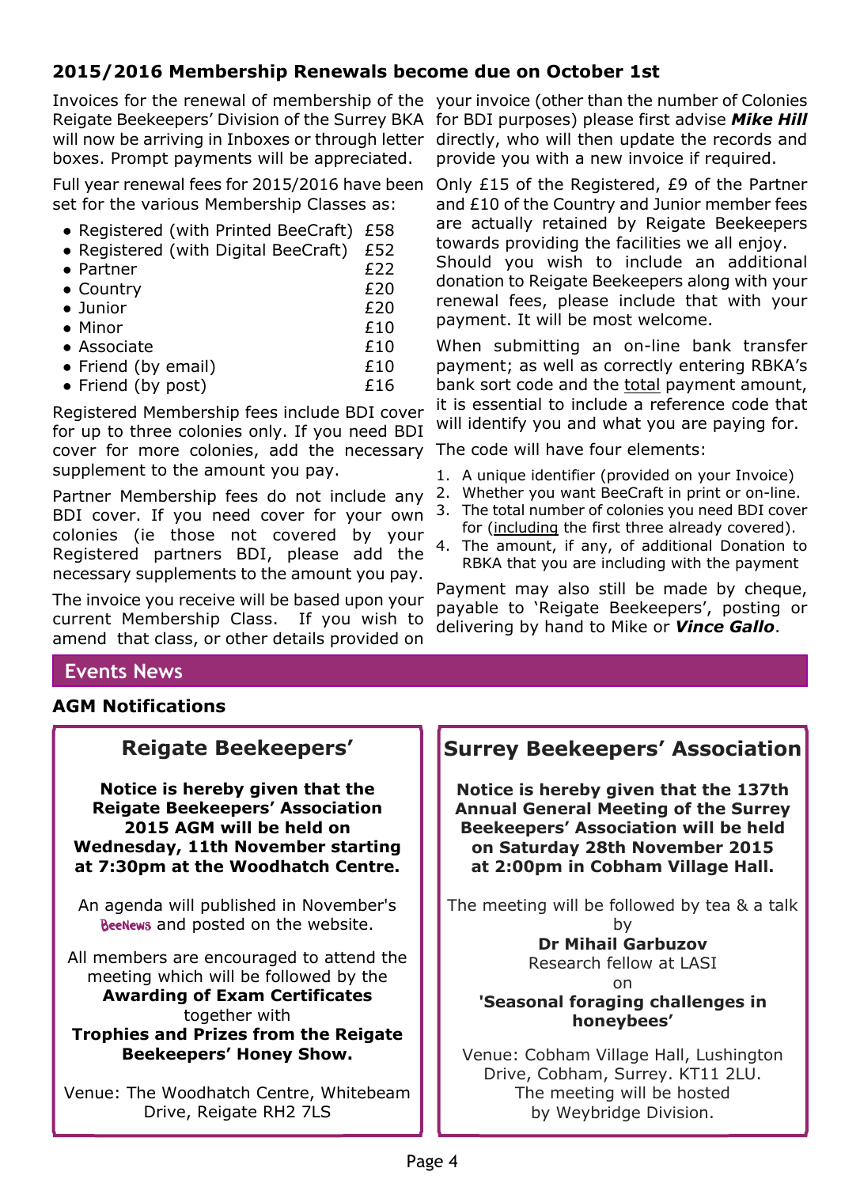## 2015/2016 Membership Renewals become due on October 1st

Invoices for the renewal of membership of the Reigate Beekeepers' Division of the Surrey BKA will now be arriving in Inboxes or through letter boxes. Prompt payments will be appreciated.

Full year renewal fees for 2015/2016 have been set for the various Membership Classes as:

- Registered (with Printed BeeCraft) £58
- Registered (with Digital BeeCraft) £52
- Partner £22
- Country £20
- Junior £20
- Minor £10
- Associate £10
- Friend (by email) £10
- Friend (by post) £16

Registered Membership fees include BDI cover for up to three colonies only. If you need BDI cover for more colonies, add the necessary supplement to the amount you pay.

Partner Membership fees do not include any BDI cover. If you need cover for your own colonies (ie those not covered by your Registered partners BDI, please add the necessary supplements to the amount you pay.

The invoice you receive will be based upon your current Membership Class. If you wish to amend that class, or other details provided on your invoice (other than the number of Colonies for BDI purposes) please first advise ***Mike Hill*** directly, who will then update the records and provide you with a new invoice if required.

Only £15 of the Registered, £9 of the Partner and £10 of the Country and Junior member fees are actually retained by Reigate Beekeepers towards providing the facilities we all enjoy. Should you wish to include an additional donation to Reigate Beekeepers along with your renewal fees, please include that with your payment. It will be most welcome.

When submitting an on-line bank transfer payment; as well as correctly entering RBKA's bank sort code and the total payment amount, it is essential to include a reference code that will identify you and what you are paying for.

The code will have four elements:

1. A unique identifier (provided on your Invoice)
2. Whether you want BeeCraft in print or on-line.
3. The total number of colonies you need BDI cover for (including the first three already covered).
4. The amount, if any, of additional Donation to RBKA that you are including with the payment

Payment may also still be made by cheque, payable to 'Reigate Beekeepers', posting or delivering by hand to Mike or ***Vince Gallo***.

## Events News

### AGM Notifications

#### Reigate Beekeepers'

**Notice is hereby given that the Reigate Beekeepers' Association 2015 AGM will be held on Wednesday, 11th November starting at 7:30pm at the Woodhatch Centre.**

An agenda will published in November's BeeNews and posted on the website.

All members are encouraged to attend the meeting which will be followed by the **Awarding of Exam Certificates** together with **Trophies and Prizes from the Reigate Beekeepers' Honey Show.**

Venue: The Woodhatch Centre, Whitebeam Drive, Reigate RH2 7LS

#### Surrey Beekeepers' Association

**Notice is hereby given that the 137th Annual General Meeting of the Surrey Beekeepers' Association will be held on Saturday 28th November 2015 at 2:00pm in Cobham Village Hall.**

The meeting will be followed by tea & a talk by **Dr Mihail Garbuzov** Research fellow at LASI on **'Seasonal foraging challenges in honeybees'**

Venue: Cobham Village Hall, Lushington Drive, Cobham, Surrey. KT11 2LU. The meeting will be hosted by Weybridge Division.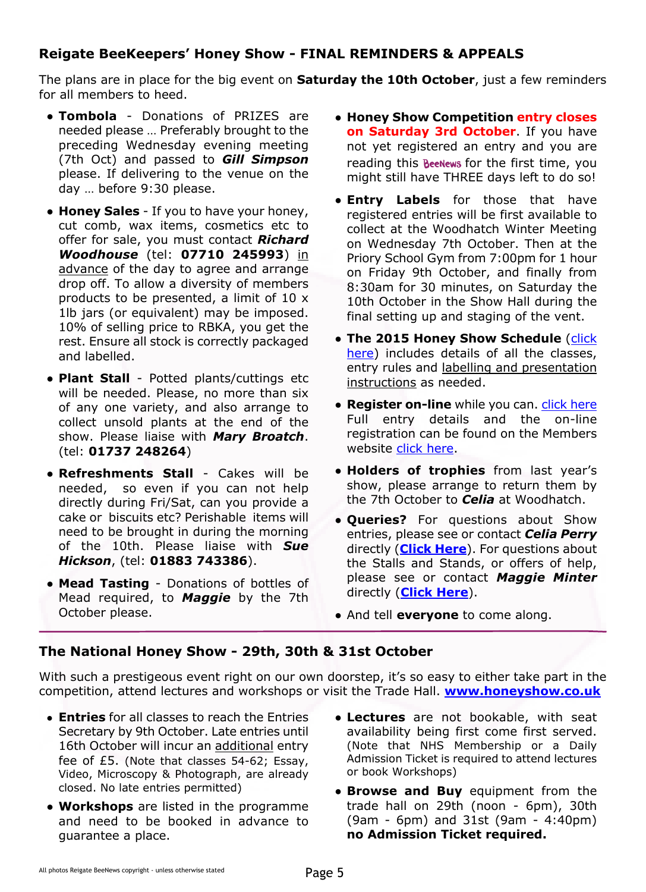## Reigate BeeKeepers' Honey Show - FINAL REMINDERS & APPEALS

The plans are in place for the big event on **Saturday the 10th October**, just a few reminders for all members to heed.

- **Tombola** - Donations of PRIZES are needed please … Preferably brought to the preceding Wednesday evening meeting (7th Oct) and passed to ***Gill Simpson*** please. If delivering to the venue on the day … before 9:30 please.
- **Honey Sales** - If you to have your honey, cut comb, wax items, cosmetics etc to offer for sale, you must contact ***Richard Woodhouse*** (tel: **07710 245993**) in advance of the day to agree and arrange drop off. To allow a diversity of members products to be presented, a limit of 10 x 1lb jars (or equivalent) may be imposed. 10% of selling price to RBKA, you get the rest. Ensure all stock is correctly packaged and labelled.
- **Plant Stall** - Potted plants/cuttings etc will be needed. Please, no more than six of any one variety, and also arrange to collect unsold plants at the end of the show. Please liaise with ***Mary Broatch***. (tel: **01737 248264**)
- **Refreshments Stall** - Cakes will be needed, so even if you can not help directly during Fri/Sat, can you provide a cake or biscuits etc? Perishable items will need to be brought in during the morning of the 10th. Please liaise with ***Sue Hickson***, (tel: **01883 743386**).
- **Mead Tasting** - Donations of bottles of Mead required, to ***Maggie*** by the 7th October please.
- **Honey Show Competition entry closes on Saturday 3rd October**. If you have not yet registered an entry and you are reading this BeeNews for the first time, you might still have THREE days left to do so!
- **Entry Labels** for those that have registered entries will be first available to collect at the Woodhatch Winter Meeting on Wednesday 7th October. Then at the Priory School Gym from 7:00pm for 1 hour on Friday 9th October, and finally from 8:30am for 30 minutes, on Saturday the 10th October in the Show Hall during the final setting up and staging of the vent.
- **The 2015 Honey Show Schedule** (click here) includes details of all the classes, entry rules and labelling and presentation instructions as needed.
- **Register on-line** while you can. click here Full entry details and the on-line registration can be found on the Members website click here.
- **Holders of trophies** from last year's show, please arrange to return them by the 7th October to ***Celia*** at Woodhatch.
- **Queries?** For questions about Show entries, please see or contact ***Celia Perry*** directly (**Click Here**). For questions about the Stalls and Stands, or offers of help, please see or contact ***Maggie Minter*** directly (**Click Here**).
- And tell **everyone** to come along.

## The National Honey Show - 29th, 30th & 31st October

With such a prestigeous event right on our own doorstep, it's so easy to either take part in the competition, attend lectures and workshops or visit the Trade Hall. **www.honeyshow.co.uk**

- **Entries** for all classes to reach the Entries Secretary by 9th October. Late entries until 16th October will incur an additional entry fee of £5. (Note that classes 54-62; Essay, Video, Microscopy & Photograph, are already closed. No late entries permitted)
- **Workshops** are listed in the programme and need to be booked in advance to guarantee a place.
- **Lectures** are not bookable, with seat availability being first come first served. (Note that NHS Membership or a Daily Admission Ticket is required to attend lectures or book Workshops)
- **Browse and Buy** equipment from the trade hall on 29th (noon - 6pm), 30th (9am - 6pm) and 31st (9am - 4:40pm) **no Admission Ticket required.**

All photos Reigate BeeNews copyright - unless otherwise stated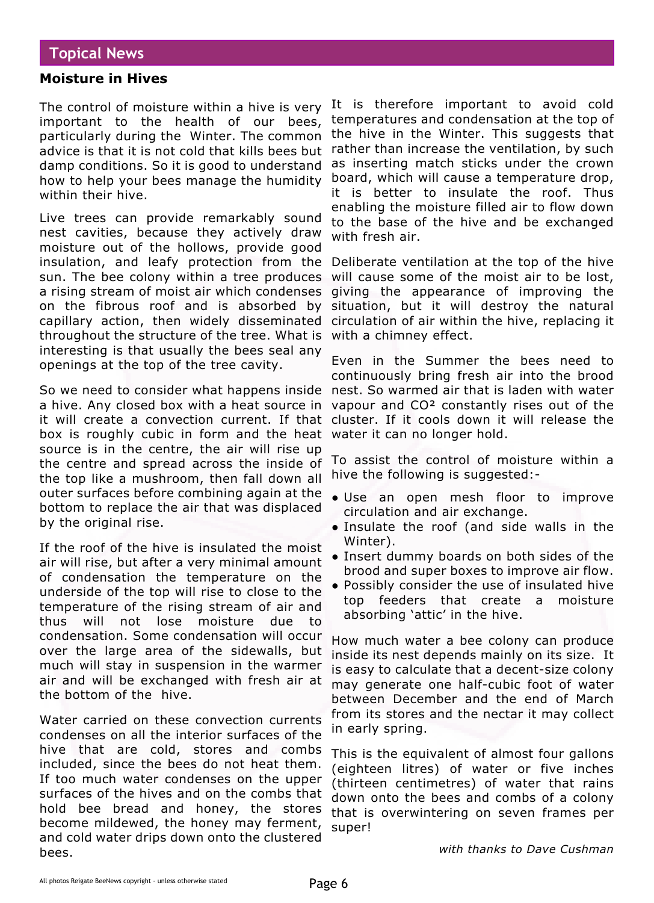## Topical News

### Moisture in Hives

The control of moisture within a hive is very important to the health of our bees, particularly during the Winter. The common advice is that it is not cold that kills bees but damp conditions. So it is good to understand how to help your bees manage the humidity within their hive.

Live trees can provide remarkably sound nest cavities, because they actively draw moisture out of the hollows, provide good insulation, and leafy protection from the sun. The bee colony within a tree produces a rising stream of moist air which condenses on the fibrous roof and is absorbed by capillary action, then widely disseminated throughout the structure of the tree. What is interesting is that usually the bees seal any openings at the top of the tree cavity.

So we need to consider what happens inside a hive. Any closed box with a heat source in it will create a convection current. If that box is roughly cubic in form and the heat source is in the centre, the air will rise up the centre and spread across the inside of the top like a mushroom, then fall down all outer surfaces before combining again at the bottom to replace the air that was displaced by the original rise.

If the roof of the hive is insulated the moist air will rise, but after a very minimal amount of condensation the temperature on the underside of the top will rise to close to the temperature of the rising stream of air and thus will not lose moisture due to condensation. Some condensation will occur over the large area of the sidewalls, but much will stay in suspension in the warmer air and will be exchanged with fresh air at the bottom of the hive.

Water carried on these convection currents condenses on all the interior surfaces of the hive that are cold, stores and combs included, since the bees do not heat them. If too much water condenses on the upper surfaces of the hives and on the combs that hold bee bread and honey, the stores become mildewed, the honey may ferment, and cold water drips down onto the clustered bees.

It is therefore important to avoid cold temperatures and condensation at the top of the hive in the Winter. This suggests that rather than increase the ventilation, by such as inserting match sticks under the crown board, which will cause a temperature drop, it is better to insulate the roof. Thus enabling the moisture filled air to flow down to the base of the hive and be exchanged with fresh air.

Deliberate ventilation at the top of the hive will cause some of the moist air to be lost, giving the appearance of improving the situation, but it will destroy the natural circulation of air within the hive, replacing it with a chimney effect.

Even in the Summer the bees need to continuously bring fresh air into the brood nest. So warmed air that is laden with water vapour and $CO^2$ constantly rises out of the cluster. If it cools down it will release the water it can no longer hold.

To assist the control of moisture within a hive the following is suggested:-

- Use an open mesh floor to improve circulation and air exchange.
- Insulate the roof (and side walls in the Winter).
- Insert dummy boards on both sides of the brood and super boxes to improve air flow.
- Possibly consider the use of insulated hive top feeders that create a moisture absorbing 'attic' in the hive.

How much water a bee colony can produce inside its nest depends mainly on its size. It is easy to calculate that a decent-size colony may generate one half-cubic foot of water between December and the end of March from its stores and the nectar it may collect in early spring.

This is the equivalent of almost four gallons (eighteen litres) of water or five inches (thirteen centimetres) of water that rains down onto the bees and combs of a colony that is overwintering on seven frames per super!

*with thanks to Dave Cushman*

All photos Reigate BeeNews copyright - unless otherwise stated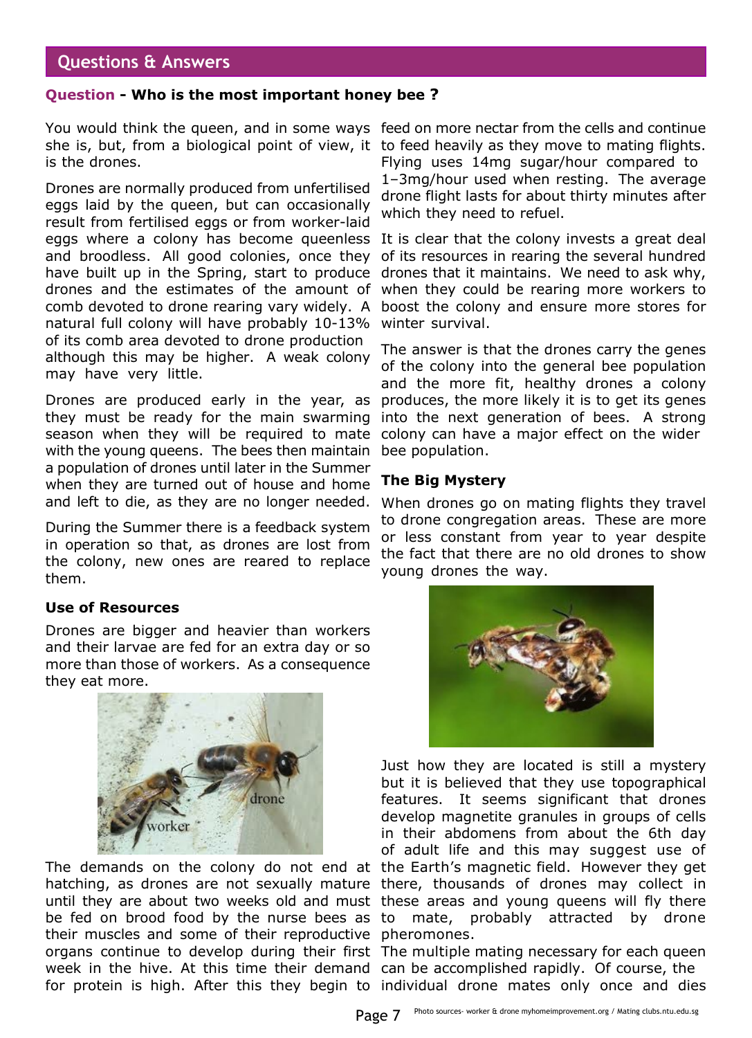## Questions & Answers

**Question - Who is the most important honey bee ?**

You would think the queen, and in some ways she is, but, from a biological point of view, it is the drones.

Drones are normally produced from unfertilised eggs laid by the queen, but can occasionally result from fertilised eggs or from worker-laid eggs where a colony has become queenless and broodless. All good colonies, once they have built up in the Spring, start to produce drones and the estimates of the amount of comb devoted to drone rearing vary widely. A natural full colony will have probably 10-13% of its comb area devoted to drone production although this may be higher. A weak colony may have very little.

Drones are produced early in the year, as they must be ready for the main swarming season when they will be required to mate with the young queens. The bees then maintain a population of drones until later in the Summer when they are turned out of house and home and left to die, as they are no longer needed.

During the Summer there is a feedback system in operation so that, as drones are lost from the colony, new ones are reared to replace them.

### Use of Resources

Drones are bigger and heavier than workers and their larvae are fed for an extra day or so more than those of workers. As a consequence they eat more.

The demands on the colony do not end at hatching, as drones are not sexually mature until they are about two weeks old and must be fed on brood food by the nurse bees as their muscles and some of their reproductive organs continue to develop during their first week in the hive. At this time their demand for protein is high. After this they begin to feed on more nectar from the cells and continue to feed heavily as they move to mating flights. Flying uses 14mg sugar/hour compared to 1–3mg/hour used when resting. The average drone flight lasts for about thirty minutes after which they need to refuel.

It is clear that the colony invests a great deal of its resources in rearing the several hundred drones that it maintains. We need to ask why, when they could be rearing more workers to boost the colony and ensure more stores for winter survival.

The answer is that the drones carry the genes of the colony into the general bee population and the more fit, healthy drones a colony produces, the more likely it is to get its genes into the next generation of bees. A strong colony can have a major effect on the wider bee population.

### The Big Mystery

When drones go on mating flights they travel to drone congregation areas. These are more or less constant from year to year despite the fact that there are no old drones to show young drones the way.

Just how they are located is still a mystery but it is believed that they use topographical features. It seems significant that drones develop magnetite granules in groups of cells in their abdomens from about the 6th day of adult life and this may suggest use of the Earth's magnetic field. However they get there, thousands of drones may collect in these areas and young queens will fly there to mate, probably attracted by drone pheromones.

The multiple mating necessary for each queen can be accomplished rapidly. Of course, the individual drone mates only once and dies

Photo sources- worker & drone myhomeimprovement.org / Mating clubs.ntu.edu.sg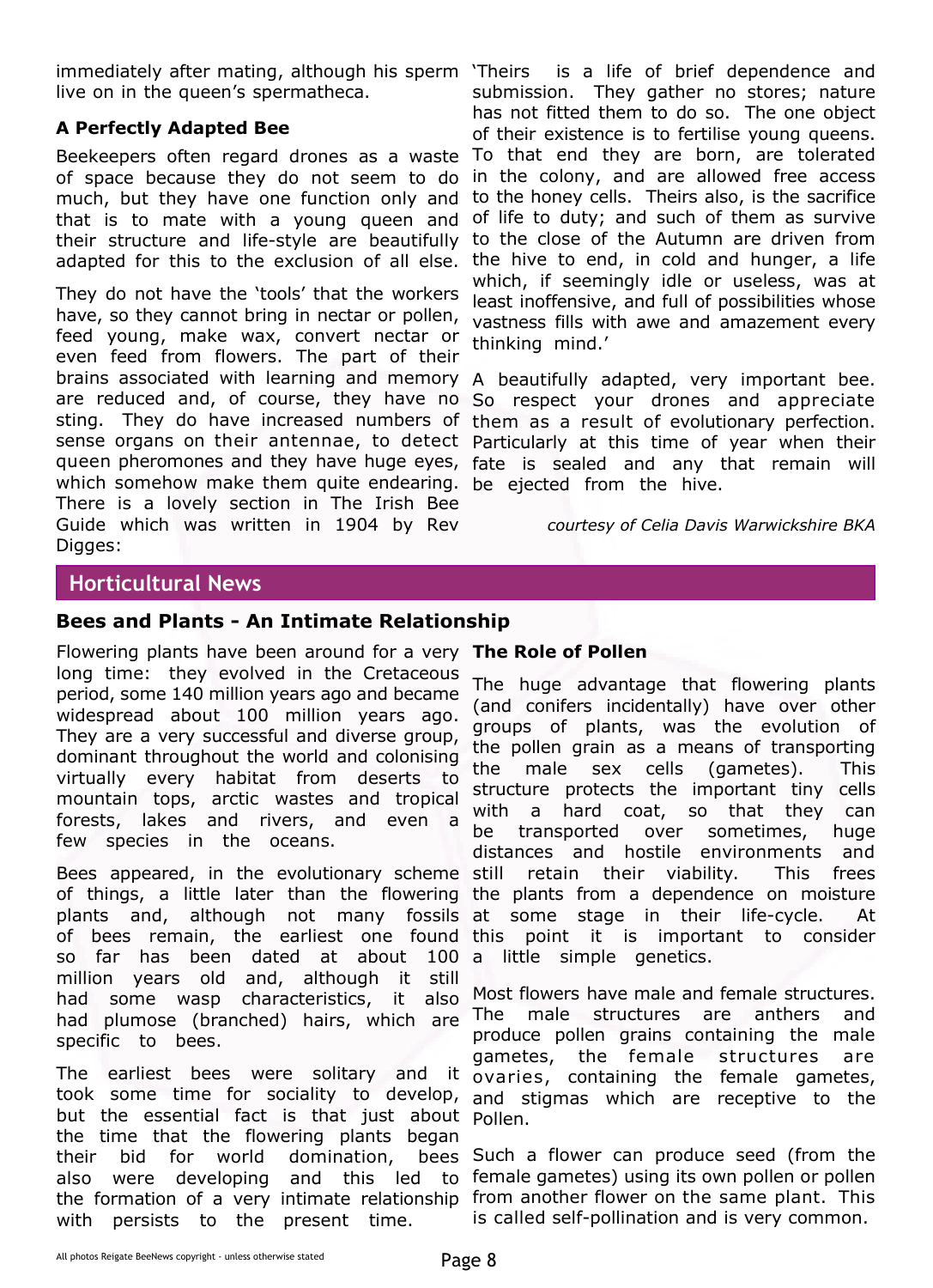immediately after mating, although his sperm live on in the queen's spermatheca.

### A Perfectly Adapted Bee

Beekeepers often regard drones as a waste of space because they do not seem to do much, but they have one function only and that is to mate with a young queen and their structure and life-style are beautifully adapted for this to the exclusion of all else.

They do not have the 'tools' that the workers have, so they cannot bring in nectar or pollen, feed young, make wax, convert nectar or even feed from flowers. The part of their brains associated with learning and memory are reduced and, of course, they have no sting. They do have increased numbers of sense organs on their antennae, to detect queen pheromones and they have huge eyes, which somehow make them quite endearing. There is a lovely section in The Irish Bee Guide which was written in 1904 by Rev Digges:

'Theirs is a life of brief dependence and submission. They gather no stores; nature has not fitted them to do so. The one object of their existence is to fertilise young queens. To that end they are born, are tolerated in the colony, and are allowed free access to the honey cells. Theirs also, is the sacrifice of life to duty; and such of them as survive to the close of the Autumn are driven from the hive to end, in cold and hunger, a life which, if seemingly idle or useless, was at least inoffensive, and full of possibilities whose vastness fills with awe and amazement every thinking mind.'

A beautifully adapted, very important bee. So respect your drones and appreciate them as a result of evolutionary perfection. Particularly at this time of year when their fate is sealed and any that remain will be ejected from the hive.

*courtesy of Celia Davis Warwickshire BKA*

## Horticultural News

### Bees and Plants - An Intimate Relationship

Flowering plants have been around for a very long time: they evolved in the Cretaceous period, some 140 million years ago and became widespread about 100 million years ago. They are a very successful and diverse group, dominant throughout the world and colonising virtually every habitat from deserts to mountain tops, arctic wastes and tropical forests, lakes and rivers, and even a few species in the oceans.

Bees appeared, in the evolutionary scheme of things, a little later than the flowering plants and, although not many fossils of bees remain, the earliest one found so far has been dated at about 100 million years old and, although it still had some wasp characteristics, it also had plumose (branched) hairs, which are specific to bees.

The earliest bees were solitary and it took some time for sociality to develop, but the essential fact is that just about the time that the flowering plants began their bid for world domination, bees also were developing and this led to the formation of a very intimate relationship with persists to the present time.

**The Role of Pollen**

The huge advantage that flowering plants (and conifers incidentally) have over other groups of plants, was the evolution of the pollen grain as a means of transporting the male sex cells (gametes). This structure protects the important tiny cells with a hard coat, so that they can be transported over sometimes, huge distances and hostile environments and still retain their viability. This frees the plants from a dependence on moisture at some stage in their life-cycle. At this point it is important to consider a little simple genetics.

Most flowers have male and female structures. The male structures are anthers and produce pollen grains containing the male gametes, the female structures are ovaries, containing the female gametes, and stigmas which are receptive to the Pollen.

Such a flower can produce seed (from the female gametes) using its own pollen or pollen from another flower on the same plant. This is called self-pollination and is very common.

All photos Reigate BeeNews copyright - unless otherwise stated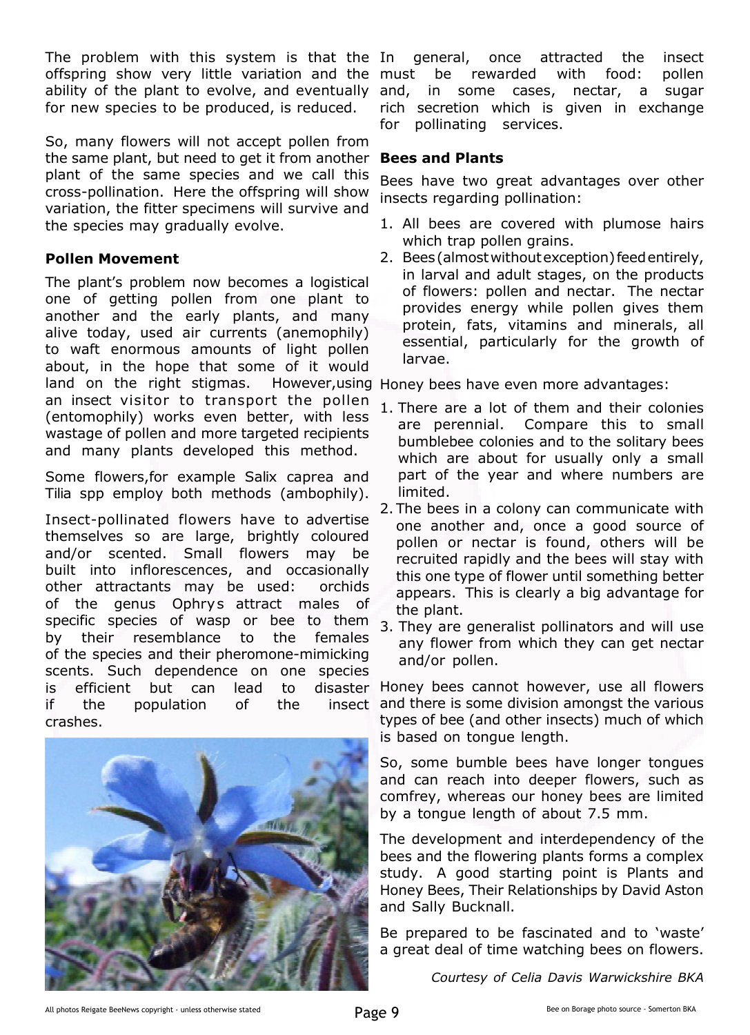The problem with this system is that the offspring show very little variation and the ability of the plant to evolve, and eventually for new species to be produced, is reduced.

So, many flowers will not accept pollen from the same plant, but need to get it from another plant of the same species and we call this cross-pollination. Here the offspring will show variation, the fitter specimens will survive and the species may gradually evolve.

**Pollen Movement**

The plant's problem now becomes a logistical one of getting pollen from one plant to another and the early plants, and many alive today, used air currents (anemophily) to waft enormous amounts of light pollen about, in the hope that some of it would land on the right stigmas. However,using an insect visitor to transport the pollen (entomophily) works even better, with less wastage of pollen and more targeted recipients and many plants developed this method.

Some flowers,for example Salix caprea and Tilia spp employ both methods (ambophily).

Insect-pollinated flowers have to advertise themselves so are large, brightly coloured and/or scented. Small flowers may be built into inflorescences, and occasionally other attractants may be used: orchids of the genus Ophrys attract males of specific species of wasp or bee to them by their resemblance to the females of the species and their pheromone-mimicking scents. Such dependence on one species is efficient but can lead to disaster if the population of the insect crashes.

In general, once attracted the insect must be rewarded with food: pollen and, in some cases, nectar, a sugar rich secretion which is given in exchange for pollinating services.

**Bees and Plants**

Bees have two great advantages over other insects regarding pollination:

1. All bees are covered with plumose hairs which trap pollen grains.
2. Bees (almost without exception) feed entirely, in larval and adult stages, on the products of flowers: pollen and nectar. The nectar provides energy while pollen gives them protein, fats, vitamins and minerals, all essential, particularly for the growth of larvae.

Honey bees have even more advantages:

1. There are a lot of them and their colonies are perennial. Compare this to small bumblebee colonies and to the solitary bees which are about for usually only a small part of the year and where numbers are limited.
2. The bees in a colony can communicate with one another and, once a good source of pollen or nectar is found, others will be recruited rapidly and the bees will stay with this one type of flower until something better appears. This is clearly a big advantage for the plant.
3. They are generalist pollinators and will use any flower from which they can get nectar and/or pollen.

Honey bees cannot however, use all flowers and there is some division amongst the various types of bee (and other insects) much of which is based on tongue length.

So, some bumble bees have longer tongues and can reach into deeper flowers, such as comfrey, whereas our honey bees are limited by a tongue length of about 7.5 mm.

The development and interdependency of the bees and the flowering plants forms a complex study. A good starting point is Plants and Honey Bees, Their Relationships by David Aston and Sally Bucknall.

Be prepared to be fascinated and to 'waste' a great deal of time watching bees on flowers.

*Courtesy of Celia Davis Warwickshire BKA*

All photos Reigate BeeNews copyright - unless otherwise stated

Bee on Borage photo source - Somerton BKA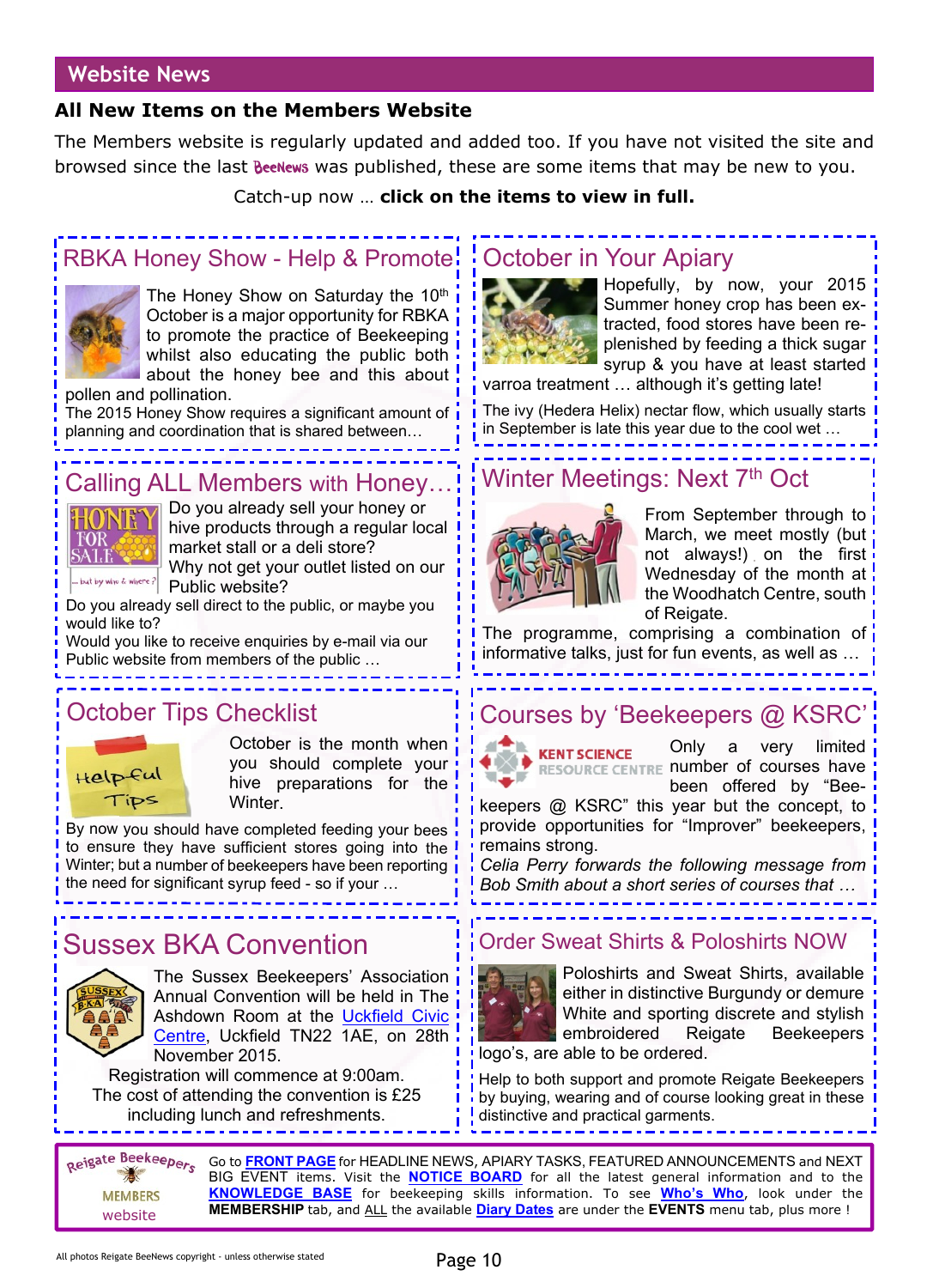## Website News

### All New Items on the Members Website

The Members website is regularly updated and added too. If you have not visited the site and browsed since the last BeeNews was published, these are some items that may be new to you.

Catch-up now … **click on the items to view in full.**

### RBKA Honey Show - Help & Promote

The Honey Show on Saturday the 10th October is a major opportunity for RBKA to promote the practice of Beekeeping whilst also educating the public both about the honey bee and this about pollen and pollination.

The 2015 Honey Show requires a significant amount of planning and coordination that is shared between…

### October in Your Apiary

Hopefully, by now, your 2015 Summer honey crop has been extracted, food stores have been replenished by feeding a thick sugar syrup & you have at least started varroa treatment … although it's getting late!

The ivy (Hedera Helix) nectar flow, which usually starts in September is late this year due to the cool wet …

### Calling ALL Members with Honey…

HONEY FOR SALE … but by who & where?

Do you already sell your honey or hive products through a regular local market stall or a deli store?

Why not get your outlet listed on our Public website?

Do you already sell direct to the public, or maybe you would like to?

Would you like to receive enquiries by e-mail via our Public website from members of the public …

### Winter Meetings: Next 7th Oct

From September through to March, we meet mostly (but not always!) on the first Wednesday of the month at the Woodhatch Centre, south of Reigate.

The programme, comprising a combination of informative talks, just for fun events, as well as …

### October Tips Checklist

Helpful Tips

October is the month when you should complete your hive preparations for the Winter.

By now you should have completed feeding your bees to ensure they have sufficient stores going into the Winter; but a number of beekeepers have been reporting the need for significant syrup feed - so if your …

### Courses by 'Beekeepers @ KSRC'

KENT SCIENCE RESOURCE CENTRE

Only a very limited number of courses have been offered by "Beekeepers @ KSRC" this year but the concept, to provide opportunities for "Improver" beekeepers, remains strong.

*Celia Perry forwards the following message from Bob Smith about a short series of courses that …*

### Sussex BKA Convention

The Sussex Beekeepers' Association Annual Convention will be held in The Ashdown Room at the Uckfield Civic Centre, Uckfield TN22 1AE, on 28th November 2015.

Registration will commence at 9:00am.

The cost of attending the convention is £25 including lunch and refreshments.

### Order Sweat Shirts & Poloshirts NOW

Poloshirts and Sweat Shirts, available either in distinctive Burgundy or demure White and sporting discrete and stylish embroidered Reigate Beekeepers logo's, are able to be ordered.

Help to both support and promote Reigate Beekeepers by buying, wearing and of course looking great in these distinctive and practical garments.

---

Reigate Beekeepers MEMBERS website

Go to **FRONT PAGE** for HEADLINE NEWS, APIARY TASKS, FEATURED ANNOUNCEMENTS and NEXT BIG EVENT items. Visit the **NOTICE BOARD** for all the latest general information and to the **KNOWLEDGE BASE** for beekeeping skills information. To see **Who's Who**, look under the **MEMBERSHIP** tab, and ALL the available **Diary Dates** are under the **EVENTS** menu tab, plus more !

All photos Reigate BeeNews copyright - unless otherwise stated